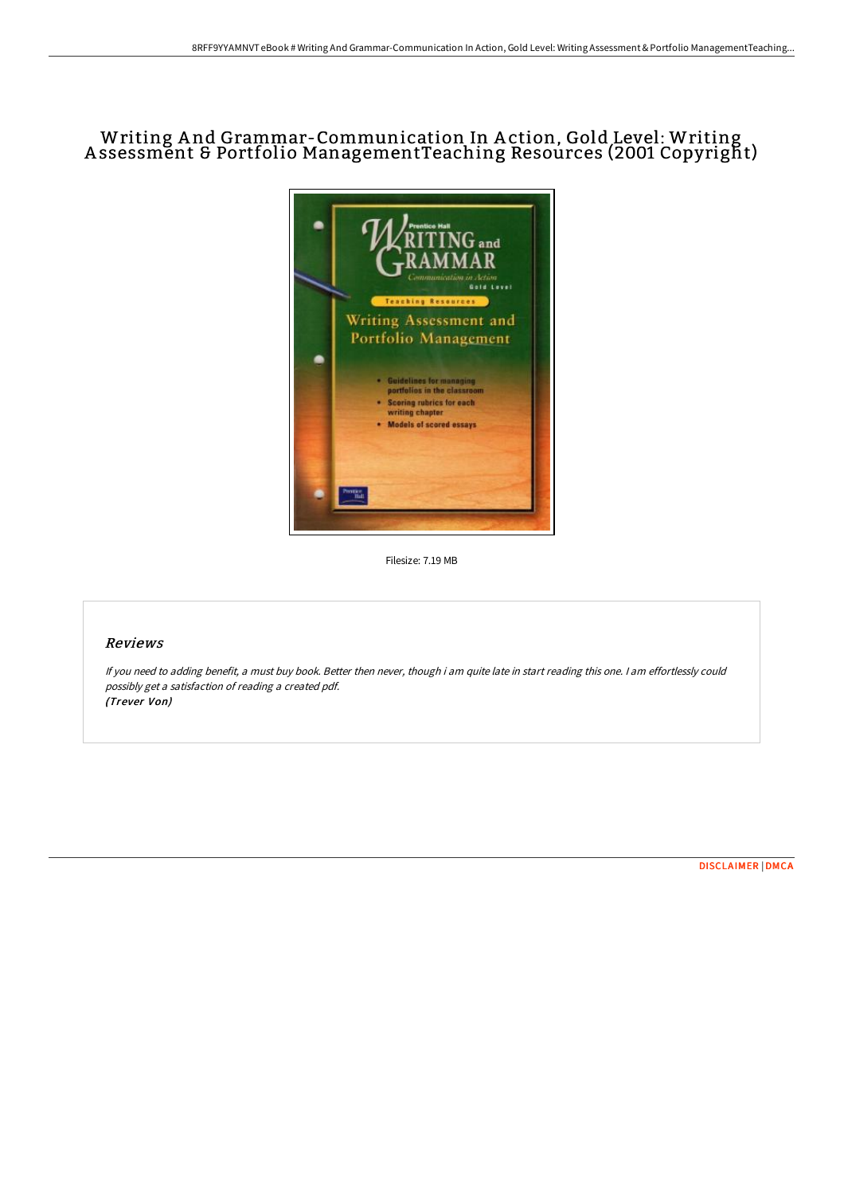# Writing And Grammar-Communication In Action, Gold Level: Writing Assessment & Portfolio ManagementTeaching Resources (2001 Copyright)

Filesize: 7.19 MB

## Reviews

*If you need to adding benefit, a must buy book. Better then never, though i am quite late in start reading this one. I am effortlessly could possibly get a satisfaction of reading a created pdf.*
***(Trever Von)***

DISCLAIMER | DMCA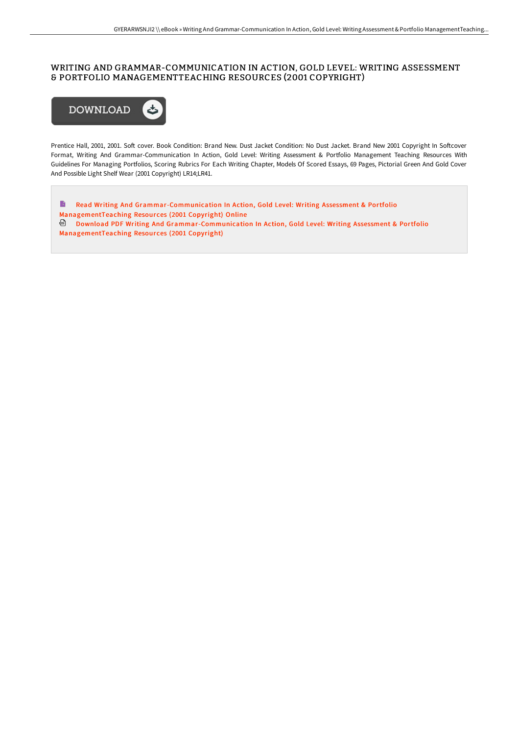# WRITING AND GRAMMAR-COMMUNICATION IN ACTION, GOLD LEVEL: WRITING ASSESSMENT & PORTFOLIO MANAGEMENTTEACHING RESOURCES (2001 COPYRIGHT)

DOWNLOAD

Prentice Hall, 2001, 2001. Soft cover. Book Condition: Brand New. Dust Jacket Condition: No Dust Jacket. Brand New 2001 Copyright In Softcover Format, Writing And Grammar-Communication In Action, Gold Level: Writing Assessment & Portfolio Management Teaching Resources With Guidelines For Managing Portfolios, Scoring Rubrics For Each Writing Chapter, Models Of Scored Essays, 69 Pages, Pictorial Green And Gold Cover And Possible Light Shelf Wear (2001 Copyright) LR14;LR41.

Read Writing And Grammar-Communication In Action, Gold Level: Writing Assessment & Portfolio ManagementTeaching Resources (2001 Copyright) Online

Download PDF Writing And Grammar-Communication In Action, Gold Level: Writing Assessment & Portfolio ManagementTeaching Resources (2001 Copyright)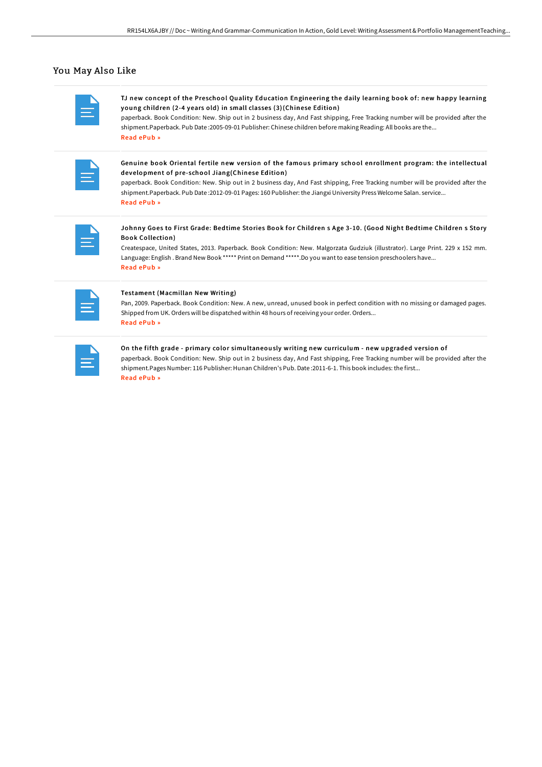## You May Also Like

**TJ new concept of the Preschool Quality Education Engineering the daily learning book of: new happy learning young children (2-4 years old) in small classes (3)(Chinese Edition)**

paperback. Book Condition: New. Ship out in 2 business day, And Fast shipping, Free Tracking number will be provided after the shipment.Paperback. Pub Date :2005-09-01 Publisher: Chinese children before making Reading: All books are the...

Read ePub »

**Genuine book Oriental fertile new version of the famous primary school enrollment program: the intellectual development of pre-school Jiang(Chinese Edition)**

paperback. Book Condition: New. Ship out in 2 business day, And Fast shipping, Free Tracking number will be provided after the shipment.Paperback. Pub Date :2012-09-01 Pages: 160 Publisher: the Jiangxi University Press Welcome Salan. service...

Read ePub »

**Johnny Goes to First Grade: Bedtime Stories Book for Children s Age 3-10. (Good Night Bedtime Children s Story Book Collection)**

Createspace, United States, 2013. Paperback. Book Condition: New. Malgorzata Gudziuk (illustrator). Large Print. 229 x 152 mm. Language: English . Brand New Book ***** Print on Demand *****.Do you want to ease tension preschoolers have...

Read ePub »

**Testament (Macmillan New Writing)**

Pan, 2009. Paperback. Book Condition: New. A new, unread, unused book in perfect condition with no missing or damaged pages. Shipped from UK. Orders will be dispatched within 48 hours of receiving your order. Orders...

Read ePub »

**On the fifth grade - primary color simultaneously writing new curriculum - new upgraded version of**

paperback. Book Condition: New. Ship out in 2 business day, And Fast shipping, Free Tracking number will be provided after the shipment.Pages Number: 116 Publisher: Hunan Children's Pub. Date :2011-6-1. This book includes: the first...

Read ePub »